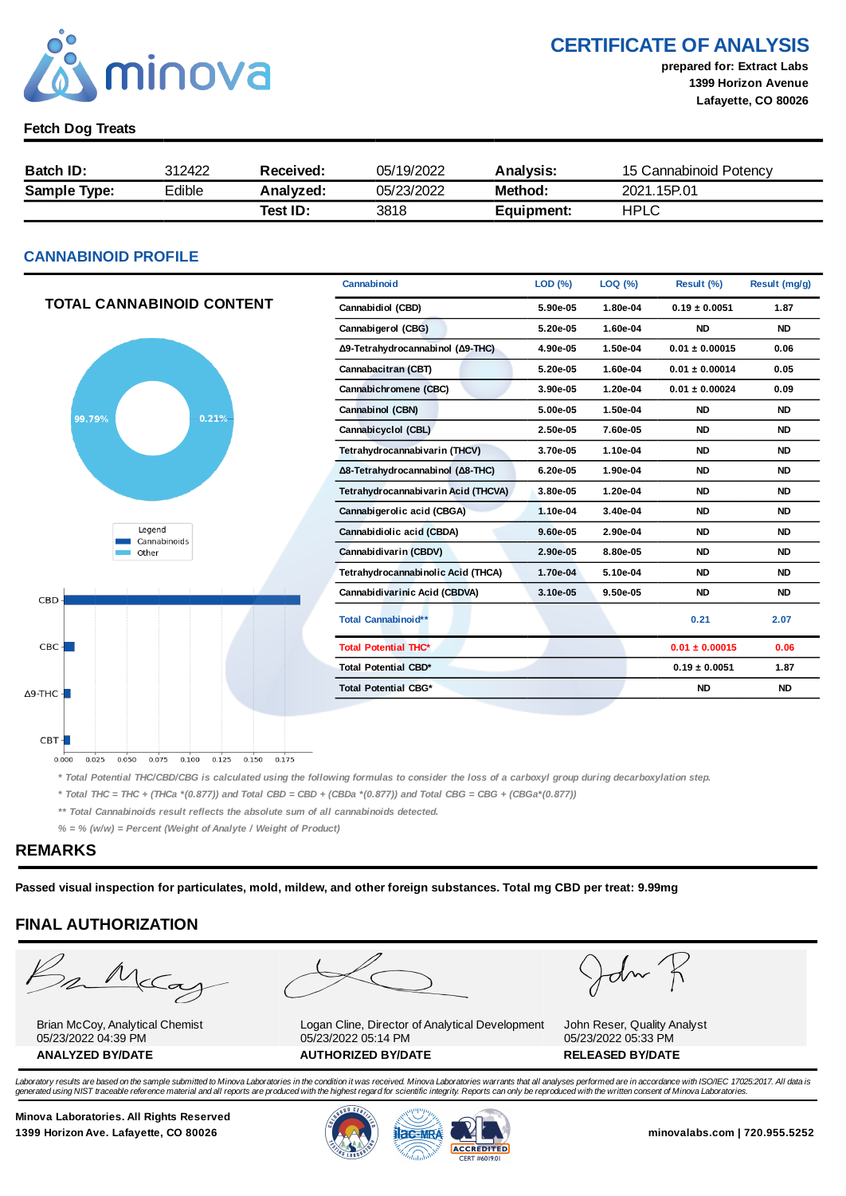minova

# CERTIFICATE OF ANALYSIS

**prepared for: Extract Labs**
**1399 Horizon Avenue**
**Lafayette, CO 80026**

**Fetch Dog Treats**

| **Batch ID:** | 312422 | **Received:** | 05/19/2022 | **Analysis:** | 15 Cannabinoid Potency |
|---|---|---|---|---|---|
| **Sample Type:** | Edible | **Analyzed:** | 05/23/2022 | **Method:** | 2021.15P.01 |
| | | **Test ID:** | 3818 | **Equipment:** | HPLC |

## CANNABINOID PROFILE

### TOTAL CANNABINOID CONTENT

99.79% | 0.21%

Legend: Cannabinoids, Other

CBD, CBC, Δ9-THC, CBT (0.000 – 0.175)

| Cannabinoid | LOD (%) | LOQ (%) | Result (%) | Result (mg/g) |
|---|---|---|---|---|
| Cannabidiol (CBD) | 5.90e-05 | 1.80e-04 | 0.19 ± 0.0051 | 1.87 |
| Cannabigerol (CBG) | 5.20e-05 | 1.60e-04 | ND | ND |
| Δ9-Tetrahydrocannabinol (Δ9-THC) | 4.90e-05 | 1.50e-04 | 0.01 ± 0.00015 | 0.06 |
| Cannabacitran (CBT) | 5.20e-05 | 1.60e-04 | 0.01 ± 0.00014 | 0.05 |
| Cannabichromene (CBC) | 3.90e-05 | 1.20e-04 | 0.01 ± 0.00024 | 0.09 |
| Cannabinol (CBN) | 5.00e-05 | 1.50e-04 | ND | ND |
| Cannabicyclol (CBL) | 2.50e-05 | 7.60e-05 | ND | ND |
| Tetrahydrocannabivarin (THCV) | 3.70e-05 | 1.10e-04 | ND | ND |
| Δ8-Tetrahydrocannabinol (Δ8-THC) | 6.20e-05 | 1.90e-04 | ND | ND |
| Tetrahydrocannabivarin Acid (THCVA) | 3.80e-05 | 1.20e-04 | ND | ND |
| Cannabigerolic acid (CBGA) | 1.10e-04 | 3.40e-04 | ND | ND |
| Cannabidiolic acid (CBDA) | 9.60e-05 | 2.90e-04 | ND | ND |
| Cannabidivarin (CBDV) | 2.90e-05 | 8.80e-05 | ND | ND |
| Tetrahydrocannabinolic Acid (THCA) | 1.70e-04 | 5.10e-04 | ND | ND |
| Cannabidivarinic Acid (CBDVA) | 3.10e-05 | 9.50e-05 | ND | ND |
| **Total Cannabinoid**** | | | 0.21 | 2.07 |
| **Total Potential THC*** | | | 0.01 ± 0.00015 | 0.06 |
| **Total Potential CBD*** | | | 0.19 ± 0.0051 | 1.87 |
| **Total Potential CBG*** | | | ND | ND |

*\* Total Potential THC/CBD/CBG is calculated using the following formulas to consider the loss of a carboxyl group during decarboxylation step.*

*\* Total THC = THC + (THCa \*(0.877)) and Total CBD = CBD + (CBDa \*(0.877)) and Total CBG = CBG + (CBGa\*(0.877))*

*\*\* Total Cannabinoids result reflects the absolute sum of all cannabinoids detected.*

*% = % (w/w) = Percent (Weight of Analyte / Weight of Product)*

## REMARKS

**Passed visual inspection for particulates, mold, mildew, and other foreign substances. Total mg CBD per treat: 9.99mg**

## FINAL AUTHORIZATION

| Brian McCoy, Analytical Chemist<br>05/23/2022 04:39 PM | Logan Cline, Director of Analytical Development<br>05/23/2022 05:14 PM | John Reser, Quality Analyst<br>05/23/2022 05:33 PM |
|---|---|---|
| **ANALYZED BY/DATE** | **AUTHORIZED BY/DATE** | **RELEASED BY/DATE** |

*Laboratory results are based on the sample submitted to Minova Laboratories in the condition it was received. Minova Laboratories warrants that all analyses performed are in accordance with ISO/IEC 17025:2017. All data is generated using NIST traceable reference material and all reports are produced with the highest regard for scientific integrity. Reports can only be reproduced with the written consent of Minova Laboratories.*

**Minova Laboratories. All Rights Reserved**
**1399 Horizon Ave. Lafayette, CO 80026**

ACCREDITED CERT #6019.01

**minovalabs.com | 720.955.5252**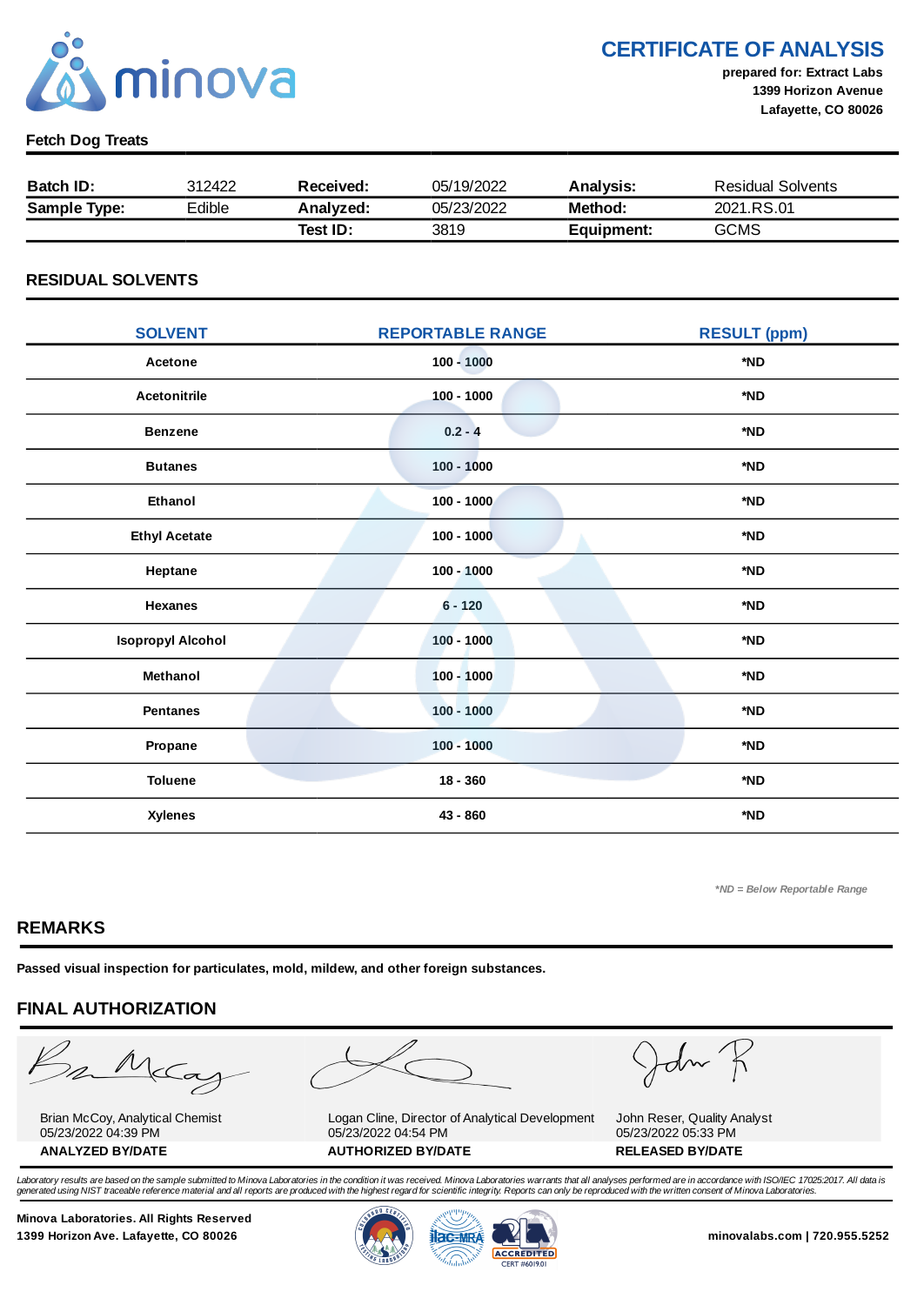minova

# CERTIFICATE OF ANALYSIS

**prepared for: Extract Labs**
**1399 Horizon Avenue**
**Lafayette, CO 80026**

**Fetch Dog Treats**

| **Batch ID:** | 312422 | **Received:** | 05/19/2022 | **Analysis:** | Residual Solvents |
|---|---|---|---|---|---|
| **Sample Type:** | Edible | **Analyzed:** | 05/23/2022 | **Method:** | 2021.RS.01 |
| | | **Test ID:** | 3819 | **Equipment:** | GCMS |

## RESIDUAL SOLVENTS

| SOLVENT | REPORTABLE RANGE | RESULT (ppm) |
|---|---|---|
| **Acetone** | **100 - 1000** | ***ND** |
| **Acetonitrile** | **100 - 1000** | ***ND** |
| **Benzene** | **0.2 - 4** | ***ND** |
| **Butanes** | **100 - 1000** | ***ND** |
| **Ethanol** | **100 - 1000** | ***ND** |
| **Ethyl Acetate** | **100 - 1000** | ***ND** |
| **Heptane** | **100 - 1000** | ***ND** |
| **Hexanes** | **6 - 120** | ***ND** |
| **Isopropyl Alcohol** | **100 - 1000** | ***ND** |
| **Methanol** | **100 - 1000** | ***ND** |
| **Pentanes** | **100 - 1000** | ***ND** |
| **Propane** | **100 - 1000** | ***ND** |
| **Toluene** | **18 - 360** | ***ND** |
| **Xylenes** | **43 - 860** | ***ND** |

*\*ND = Below Reportable Range*

## REMARKS

**Passed visual inspection for particulates, mold, mildew, and other foreign substances.**

## FINAL AUTHORIZATION

| Brian McCoy, Analytical Chemist<br>05/23/2022 04:39 PM | Logan Cline, Director of Analytical Development<br>05/23/2022 04:54 PM | John Reser, Quality Analyst<br>05/23/2022 05:33 PM |
|---|---|---|
| **ANALYZED BY/DATE** | **AUTHORIZED BY/DATE** | **RELEASED BY/DATE** |

*Laboratory results are based on the sample submitted to Minova Laboratories in the condition it was received. Minova Laboratories warrants that all analyses performed are in accordance with ISO/IEC 17025:2017. All data is generated using NIST traceable reference material and all reports are produced with the highest regard for scientific integrity. Reports can only be reproduced with the written consent of Minova Laboratories.*

**Minova Laboratories. All Rights Reserved**
**1399 Horizon Ave. Lafayette, CO 80026**

ACCREDITED CERT #6019.01

**minovalabs.com | 720.955.5252**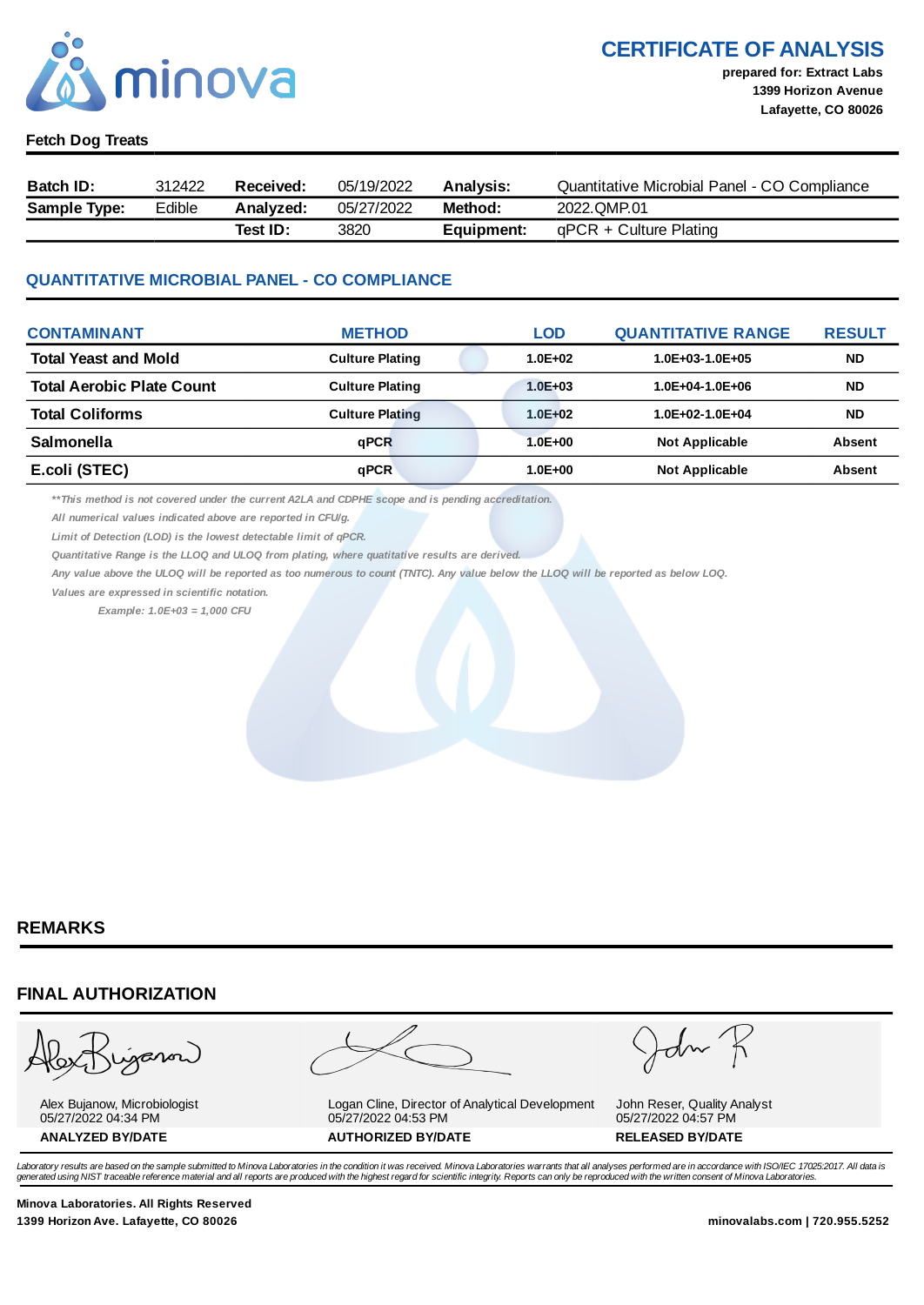minova

# CERTIFICATE OF ANALYSIS

**prepared for: Extract Labs**
**1399 Horizon Avenue**
**Lafayette, CO 80026**

**Fetch Dog Treats**

| **Batch ID:** | 312422 | **Received:** | 05/19/2022 | **Analysis:** | Quantitative Microbial Panel - CO Compliance |
|---|---|---|---|---|---|
| **Sample Type:** | Edible | **Analyzed:** | 05/27/2022 | **Method:** | 2022.QMP.01 |
| | | **Test ID:** | 3820 | **Equipment:** | qPCR + Culture Plating |

## QUANTITATIVE MICROBIAL PANEL - CO COMPLIANCE

| CONTAMINANT | METHOD | LOD | QUANTITATIVE RANGE | RESULT |
|---|---|---|---|---|
| **Total Yeast and Mold** | **Culture Plating** | **1.0E+02** | **1.0E+03-1.0E+05** | **ND** |
| **Total Aerobic Plate Count** | **Culture Plating** | **1.0E+03** | **1.0E+04-1.0E+06** | **ND** |
| **Total Coliforms** | **Culture Plating** | **1.0E+02** | **1.0E+02-1.0E+04** | **ND** |
| **Salmonella** | **qPCR** | **1.0E+00** | **Not Applicable** | **Absent** |
| **E.coli (STEC)** | **qPCR** | **1.0E+00** | **Not Applicable** | **Absent** |

*\*\*This method is not covered under the current A2LA and CDPHE scope and is pending accreditation.*

*All numerical values indicated above are reported in CFU/g.*

*Limit of Detection (LOD) is the lowest detectable limit of qPCR.*

*Quantitative Range is the LLOQ and ULOQ from plating, where quatitative results are derived.*

*Any value above the ULOQ will be reported as too numerous to count (TNTC). Any value below the LLOQ will be reported as below LOQ.*

*Values are expressed in scientific notation.*

*Example: 1.0E+03 = 1,000 CFU*

## REMARKS

## FINAL AUTHORIZATION

| Alex Bujanow, Microbiologist<br>05/27/2022 04:34 PM | Logan Cline, Director of Analytical Development<br>05/27/2022 04:53 PM | John Reser, Quality Analyst<br>05/27/2022 04:57 PM |
|---|---|---|
| **ANALYZED BY/DATE** | **AUTHORIZED BY/DATE** | **RELEASED BY/DATE** |

*Laboratory results are based on the sample submitted to Minova Laboratories in the condition it was received. Minova Laboratories warrants that all analyses performed are in accordance with ISO/IEC 17025:2017. All data is generated using NIST traceable reference material and all reports are produced with the highest regard for scientific integrity. Reports can only be reproduced with the written consent of Minova Laboratories.*

**Minova Laboratories. All Rights Reserved**
**1399 Horizon Ave. Lafayette, CO 80026**

**minovalabs.com | 720.955.5252**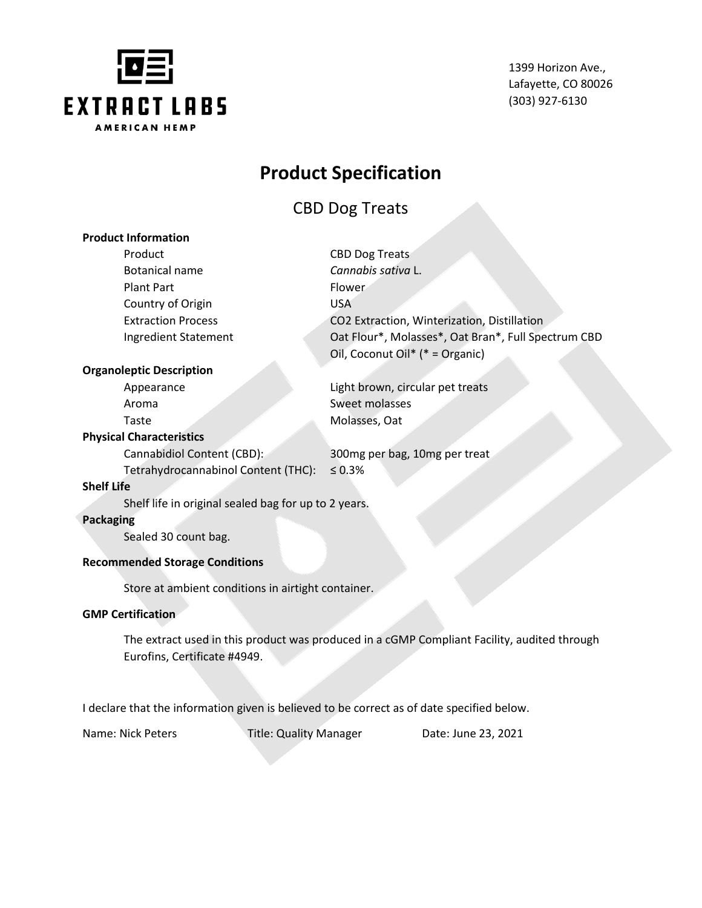EXTRACT LABS

AMERICAN HEMP

1399 Horizon Ave.,
Lafayette, CO 80026
(303) 927-6130

# Product Specification

## CBD Dog Treats

**Product Information**

| | |
|---|---|
| Product | CBD Dog Treats |
| Botanical name | *Cannabis sativa* L. |
| Plant Part | Flower |
| Country of Origin | USA |
| Extraction Process | $CO_2$ Extraction, Winterization, Distillation |
| Ingredient Statement | Oat Flour*, Molasses*, Oat Bran*, Full Spectrum CBD Oil, Coconut Oil* (* = Organic) |

**Organoleptic Description**

| | |
|---|---|
| Appearance | Light brown, circular pet treats |
| Aroma | Sweet molasses |
| Taste | Molasses, Oat |

**Physical Characteristics**

| | |
|---|---|
| Cannabidiol Content (CBD): | 300mg per bag, 10mg per treat |
| Tetrahydrocannabinol Content (THC): | ≤ 0.3% |

**Shelf Life**

Shelf life in original sealed bag for up to 2 years.

**Packaging**

Sealed 30 count bag.

**Recommended Storage Conditions**

Store at ambient conditions in airtight container.

**GMP Certification**

The extract used in this product was produced in a cGMP Compliant Facility, audited through Eurofins, Certificate #4949.

I declare that the information given is believed to be correct as of date specified below.

Name: Nick Peters Title: Quality Manager Date: June 23, 2021